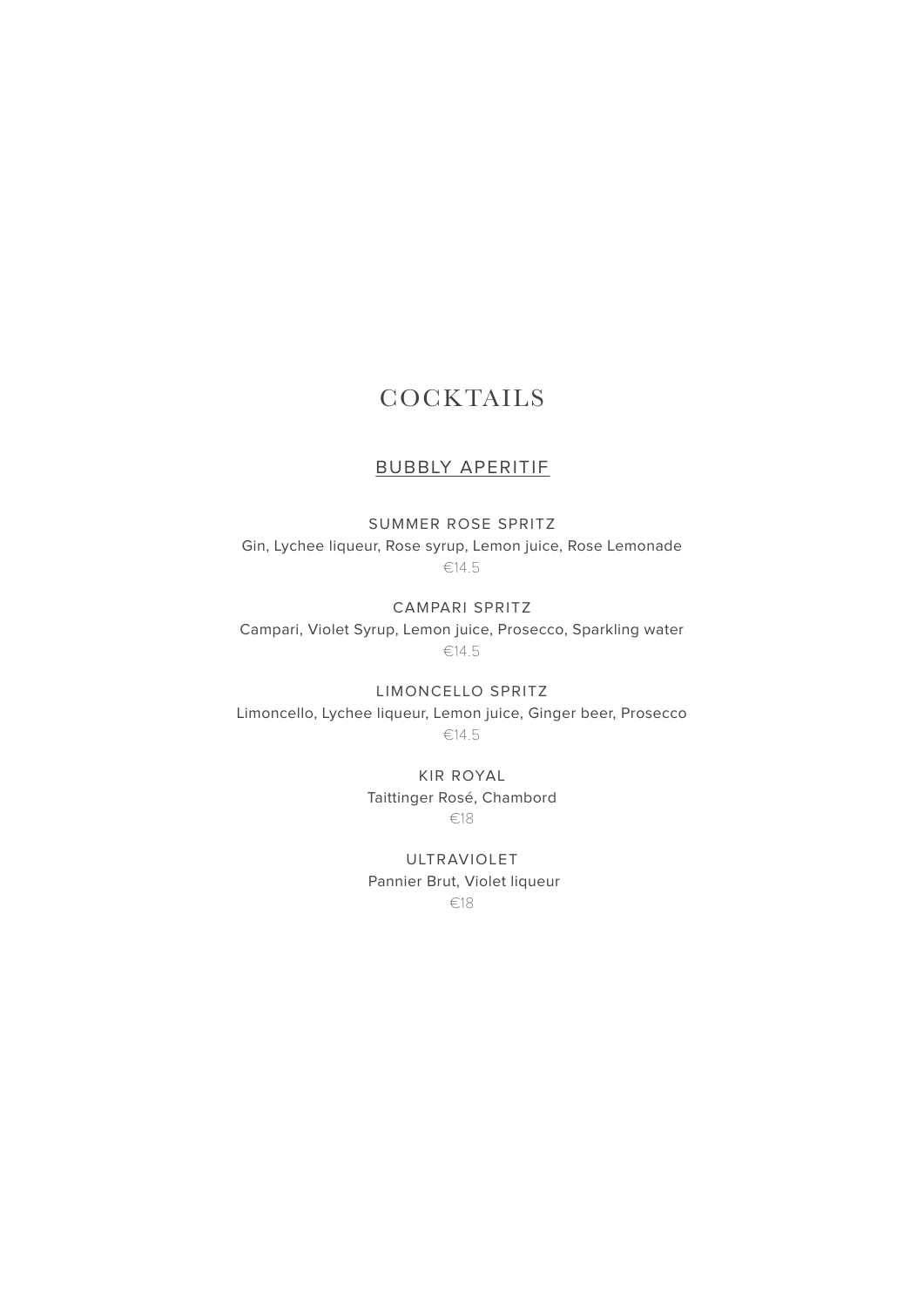# COCKTAILS

## BUBBLY APERITIF

### SUMMER ROSE SPRITZ
Gin, Lychee liqueur, Rose syrup, Lemon juice, Rose Lemonade
€14.5

### CAMPARI SPRITZ
Campari, Violet Syrup, Lemon juice, Prosecco, Sparkling water
€14.5

### LIMONCELLO SPRITZ
Limoncello, Lychee liqueur, Lemon juice, Ginger beer, Prosecco
€14.5

### KIR ROYAL
Taittinger Rosé, Chambord
€18

### ULTRAVIOLET
Pannier Brut, Violet liqueur
€18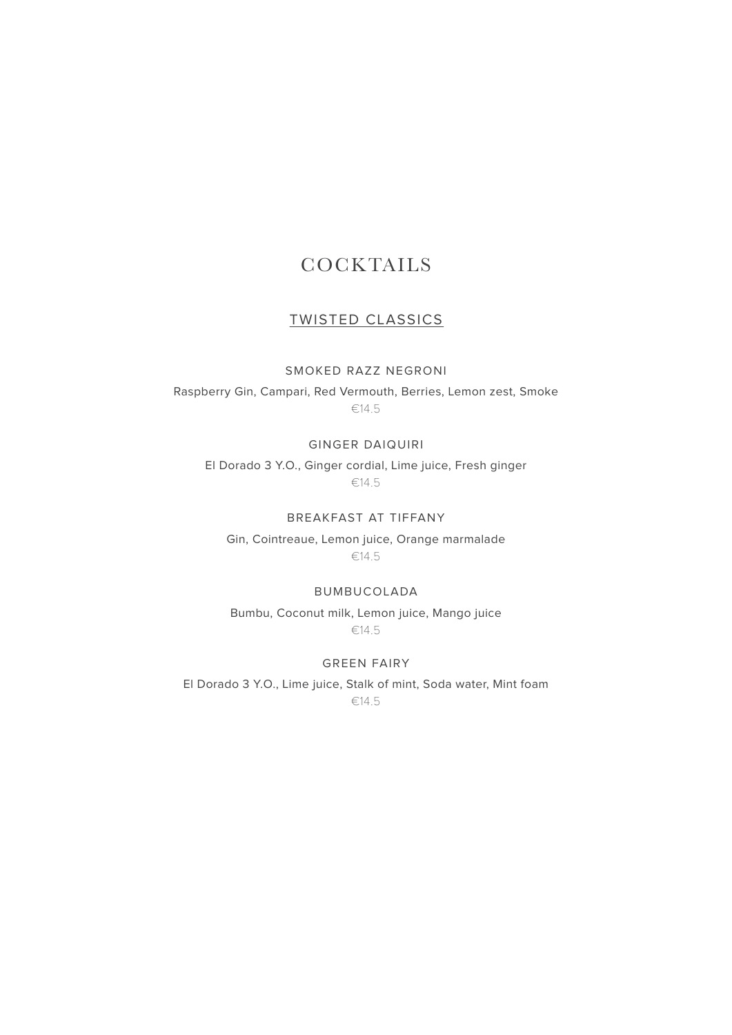# COCKTAILS

## TWISTED CLASSICS

### SMOKED RAZZ NEGRONI

Raspberry Gin, Campari, Red Vermouth, Berries, Lemon zest, Smoke

€14.5

### GINGER DAIQUIRI

El Dorado 3 Y.O., Ginger cordial, Lime juice, Fresh ginger

€14.5

### BREAKFAST AT TIFFANY

Gin, Cointreaue, Lemon juice, Orange marmalade

€14.5

### BUMBUCOLADA

Bumbu, Coconut milk, Lemon juice, Mango juice

€14.5

### GREEN FAIRY

El Dorado 3 Y.O., Lime juice, Stalk of mint, Soda water, Mint foam

€14.5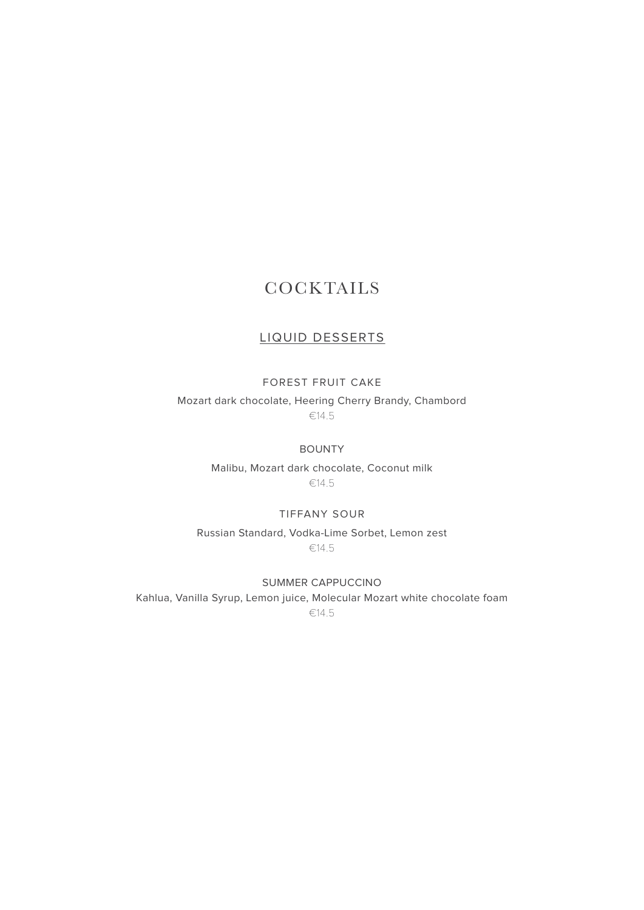# COCKTAILS

## LIQUID DESSERTS

### FOREST FRUIT CAKE

Mozart dark chocolate, Heering Cherry Brandy, Chambord

€14.5

### BOUNTY

Malibu, Mozart dark chocolate, Coconut milk

€14.5

### TIFFANY SOUR

Russian Standard, Vodka-Lime Sorbet, Lemon zest

€14.5

### SUMMER CAPPUCCINO

Kahlua, Vanilla Syrup, Lemon juice, Molecular Mozart white chocolate foam

€14.5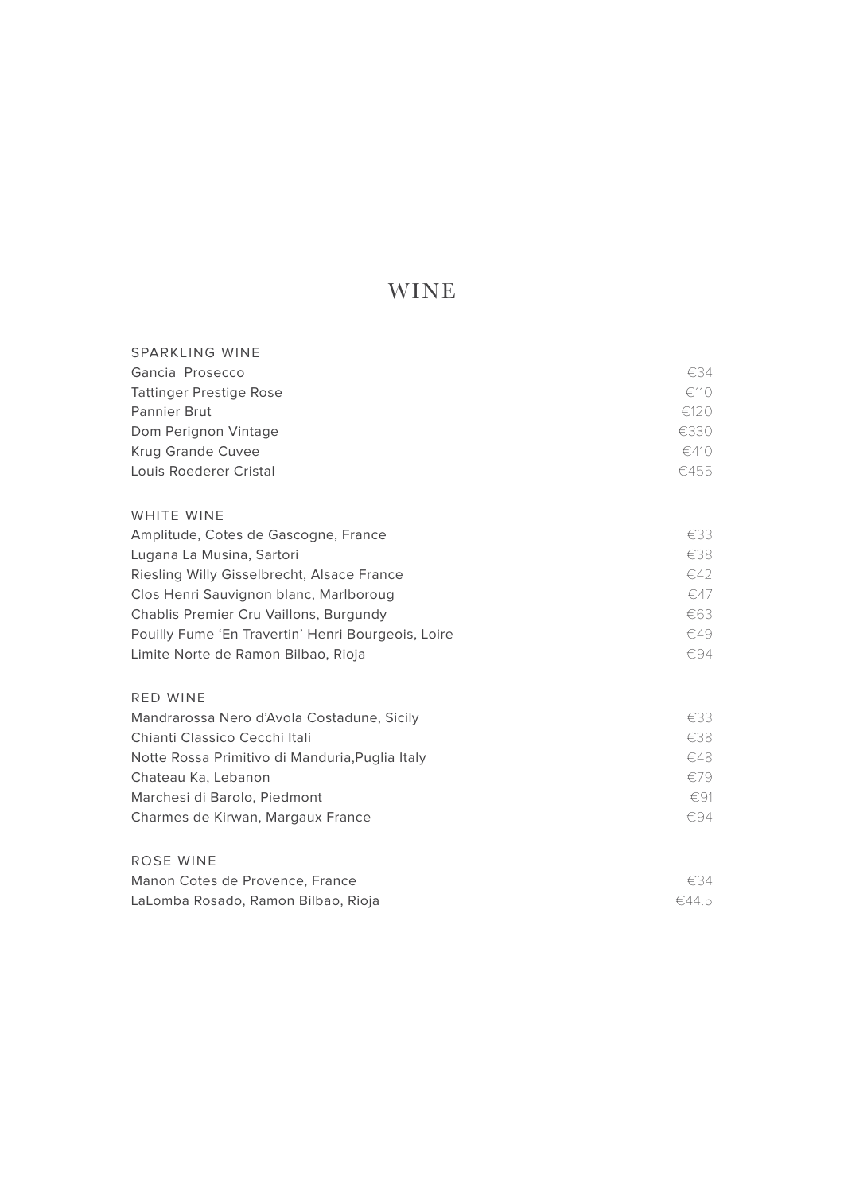# WINE

## SPARKLING WINE

| | |
|---|---|
| Gancia Prosecco | €34 |
| Tattinger Prestige Rose | €110 |
| Pannier Brut | €120 |
| Dom Perignon Vintage | €330 |
| Krug Grande Cuvee | €410 |
| Louis Roederer Cristal | €455 |

## WHITE WINE

| | |
|---|---|
| Amplitude, Cotes de Gascogne, France | €33 |
| Lugana La Musina, Sartori | €38 |
| Riesling Willy Gisselbrecht, Alsace France | €42 |
| Clos Henri Sauvignon blanc, Marlboroug | €47 |
| Chablis Premier Cru Vaillons, Burgundy | €63 |
| Pouilly Fume 'En Travertin' Henri Bourgeois, Loire | €49 |
| Limite Norte de Ramon Bilbao, Rioja | €94 |

## RED WINE

| | |
|---|---|
| Mandrarossa Nero d'Avola Costadune, Sicily | €33 |
| Chianti Classico Cecchi Itali | €38 |
| Notte Rossa Primitivo di Manduria,Puglia Italy | €48 |
| Chateau Ka, Lebanon | €79 |
| Marchesi di Barolo, Piedmont | €91 |
| Charmes de Kirwan, Margaux France | €94 |

## ROSE WINE

| | |
|---|---|
| Manon Cotes de Provence, France | €34 |
| LaLomba Rosado, Ramon Bilbao, Rioja | €44.5 |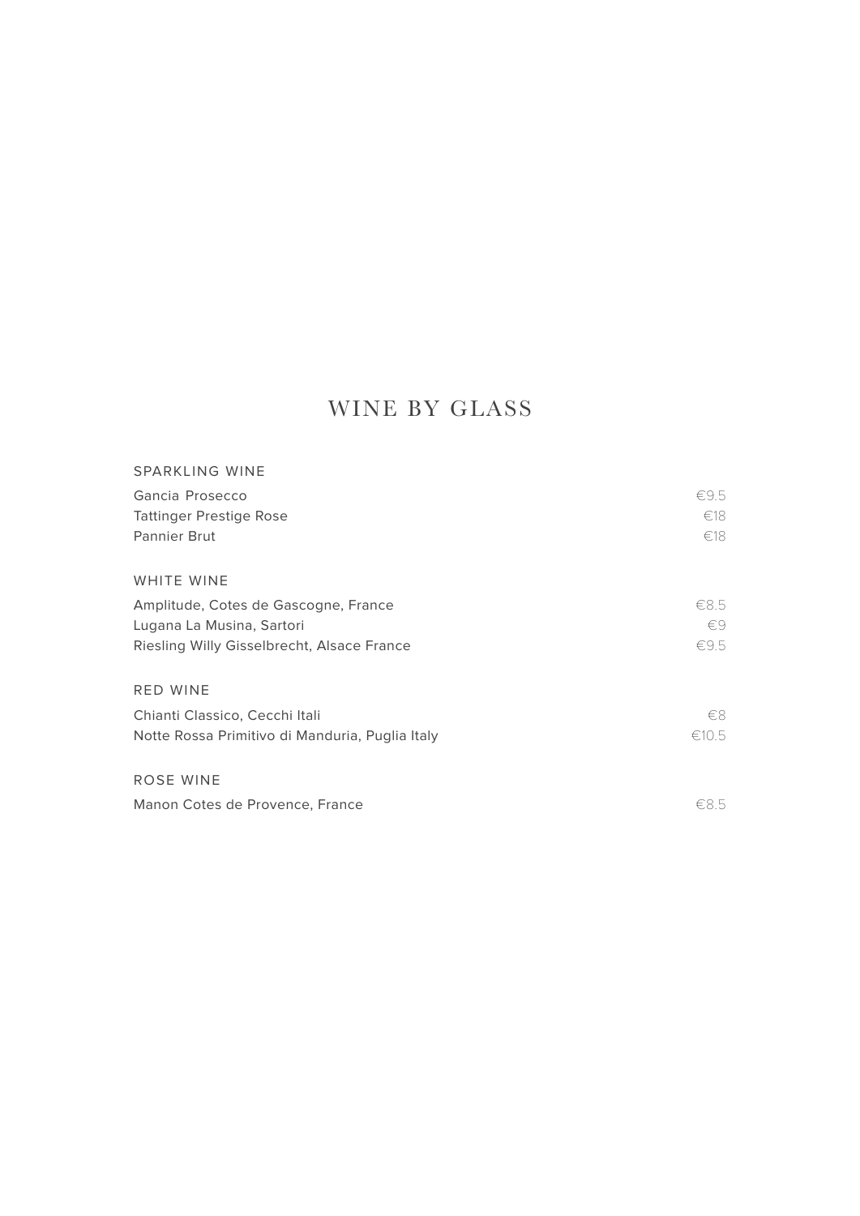# WINE BY GLASS

## SPARKLING WINE

| | |
|---|---|
| Gancia Prosecco | €9.5 |
| Tattinger Prestige Rose | €18 |
| Pannier Brut | €18 |

## WHITE WINE

| | |
|---|---|
| Amplitude, Cotes de Gascogne, France | €8.5 |
| Lugana La Musina, Sartori | €9 |
| Riesling Willy Gisselbrecht, Alsace France | €9.5 |

## RED WINE

| | |
|---|---|
| Chianti Classico, Cecchi Itali | €8 |
| Notte Rossa Primitivo di Manduria, Puglia Italy | €10.5 |

## ROSE WINE

| | |
|---|---|
| Manon Cotes de Provence, France | €8.5 |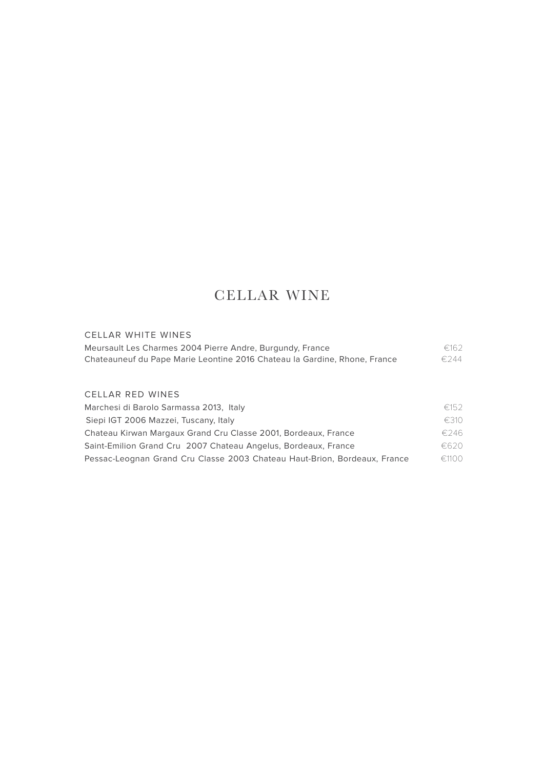# CELLAR WINE

## CELLAR WHITE WINES

| | |
|---|---|
| Meursault Les Charmes 2004 Pierre Andre, Burgundy, France | €162 |
| Chateauneuf du Pape Marie Leontine 2016 Chateau la Gardine, Rhone, France | €244 |

## CELLAR RED WINES

| | |
|---|---|
| Marchesi di Barolo Sarmassa 2013, Italy | €152 |
| Siepi IGT 2006 Mazzei, Tuscany, Italy | €310 |
| Chateau Kirwan Margaux Grand Cru Classe 2001, Bordeaux, France | €246 |
| Saint-Emilion Grand Cru 2007 Chateau Angelus, Bordeaux, France | €620 |
| Pessac-Leognan Grand Cru Classe 2003 Chateau Haut-Brion, Bordeaux, France | €1100 |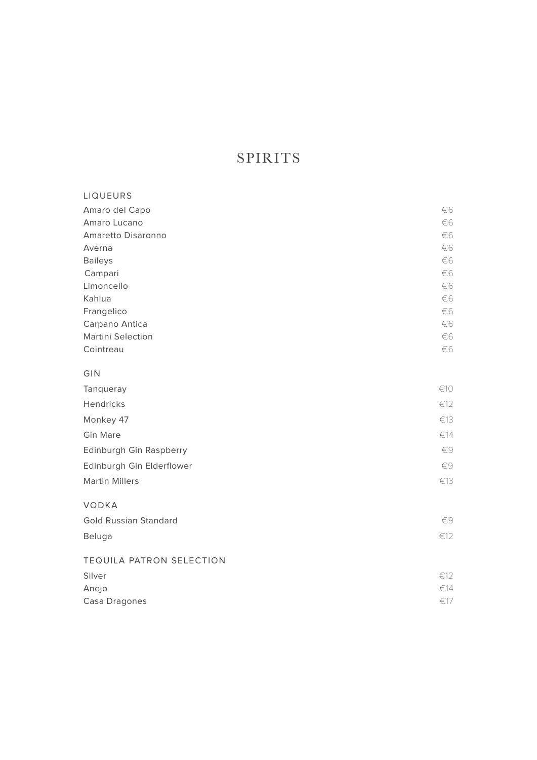# SPIRITS

## LIQUEURS

| Item | Price |
| --- | --- |
| Amaro del Capo | €6 |
| Amaro Lucano | €6 |
| Amaretto Disaronno | €6 |
| Averna | €6 |
| Baileys | €6 |
| Campari | €6 |
| Limoncello | €6 |
| Kahlua | €6 |
| Frangelico | €6 |
| Carpano Antica | €6 |
| Martini Selection | €6 |
| Cointreau | €6 |

## GIN

| Item | Price |
| --- | --- |
| Tanqueray | €10 |
| Hendricks | €12 |
| Monkey 47 | €13 |
| Gin Mare | €14 |
| Edinburgh Gin Raspberry | €9 |
| Edinburgh Gin Elderflower | €9 |
| Martin Millers | €13 |

## VODKA

| Item | Price |
| --- | --- |
| Gold Russian Standard | €9 |
| Beluga | €12 |

## TEQUILA PATRON SELECTION

| Item | Price |
| --- | --- |
| Silver | €12 |
| Anejo | €14 |
| Casa Dragones | €17 |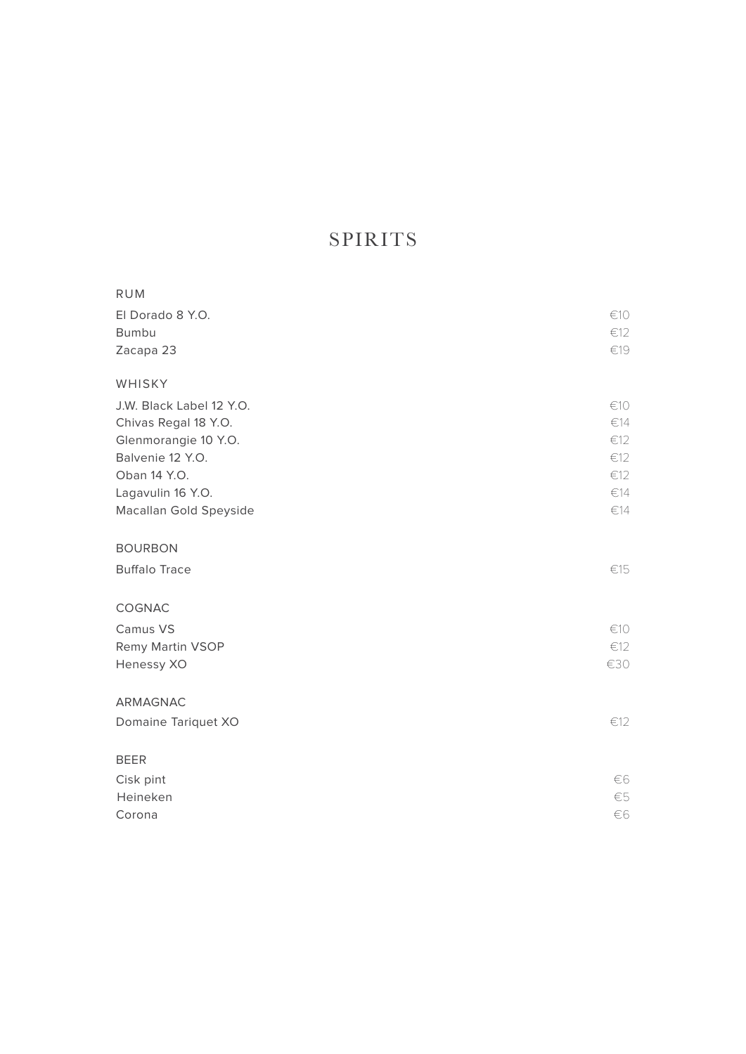# SPIRITS

## RUM

| | |
|---|---|
| El Dorado 8 Y.O. | €10 |
| Bumbu | €12 |
| Zacapa 23 | €19 |

## WHISKY

| | |
|---|---|
| J.W. Black Label 12 Y.O. | €10 |
| Chivas Regal 18 Y.O. | €14 |
| Glenmorangie 10 Y.O. | €12 |
| Balvenie 12 Y.O. | €12 |
| Oban 14 Y.O. | €12 |
| Lagavulin 16 Y.O. | €14 |
| Macallan Gold Speyside | €14 |

## BOURBON

| | |
|---|---|
| Buffalo Trace | €15 |

## COGNAC

| | |
|---|---|
| Camus VS | €10 |
| Remy Martin VSOP | €12 |
| Henessy XO | €30 |

## ARMAGNAC

| | |
|---|---|
| Domaine Tariquet XO | €12 |

## BEER

| | |
|---|---|
| Cisk pint | €6 |
| Heineken | €5 |
| Corona | €6 |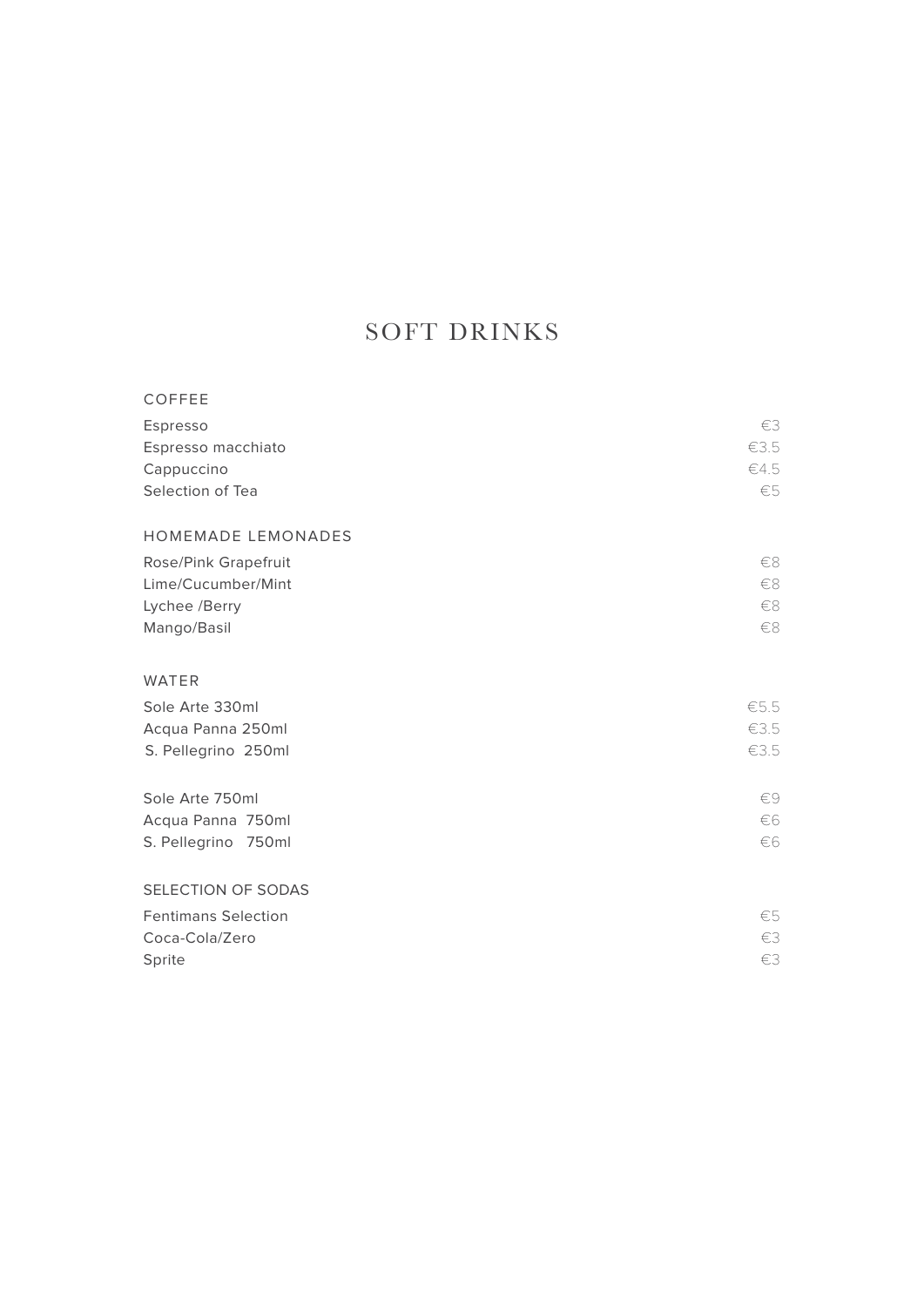# SOFT DRINKS

## COFFEE

| | |
|---|---|
| Espresso | €3 |
| Espresso macchiato | €3.5 |
| Cappuccino | €4.5 |
| Selection of Tea | €5 |

## HOMEMADE LEMONADES

| | |
|---|---|
| Rose/Pink Grapefruit | €8 |
| Lime/Cucumber/Mint | €8 |
| Lychee /Berry | €8 |
| Mango/Basil | €8 |

## WATER

| | |
|---|---|
| Sole Arte 330ml | €5.5 |
| Acqua Panna 250ml | €3.5 |
| S. Pellegrino 250ml | €3.5 |
| Sole Arte 750ml | €9 |
| Acqua Panna 750ml | €6 |
| S. Pellegrino 750ml | €6 |

## SELECTION OF SODAS

| | |
|---|---|
| Fentimans Selection | €5 |
| Coca-Cola/Zero | €3 |
| Sprite | €3 |